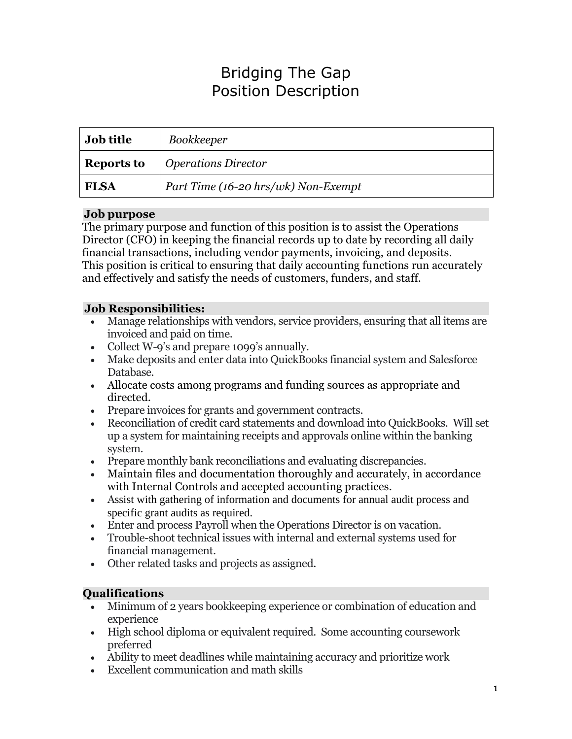# Bridging The Gap
# Position Description

| | |
|---|---|
| **Job title** | *Bookkeeper* |
| **Reports to** | *Operations Director* |
| **FLSA** | *Part Time (16-20 hrs/wk) Non-Exempt* |

## Job purpose

The primary purpose and function of this position is to assist the Operations Director (CFO) in keeping the financial records up to date by recording all daily financial transactions, including vendor payments, invoicing, and deposits. This position is critical to ensuring that daily accounting functions run accurately and effectively and satisfy the needs of customers, funders, and staff.

## Job Responsibilities:

- Manage relationships with vendors, service providers, ensuring that all items are invoiced and paid on time.
- Collect W-9's and prepare 1099's annually.
- Make deposits and enter data into QuickBooks financial system and Salesforce Database.
- Allocate costs among programs and funding sources as appropriate and directed.
- Prepare invoices for grants and government contracts.
- Reconciliation of credit card statements and download into QuickBooks. Will set up a system for maintaining receipts and approvals online within the banking system.
- Prepare monthly bank reconciliations and evaluating discrepancies.
- Maintain files and documentation thoroughly and accurately, in accordance with Internal Controls and accepted accounting practices.
- Assist with gathering of information and documents for annual audit process and specific grant audits as required.
- Enter and process Payroll when the Operations Director is on vacation.
- Trouble-shoot technical issues with internal and external systems used for financial management.
- Other related tasks and projects as assigned.

## Qualifications

- Minimum of 2 years bookkeeping experience or combination of education and experience
- High school diploma or equivalent required. Some accounting coursework preferred
- Ability to meet deadlines while maintaining accuracy and prioritize work
- Excellent communication and math skills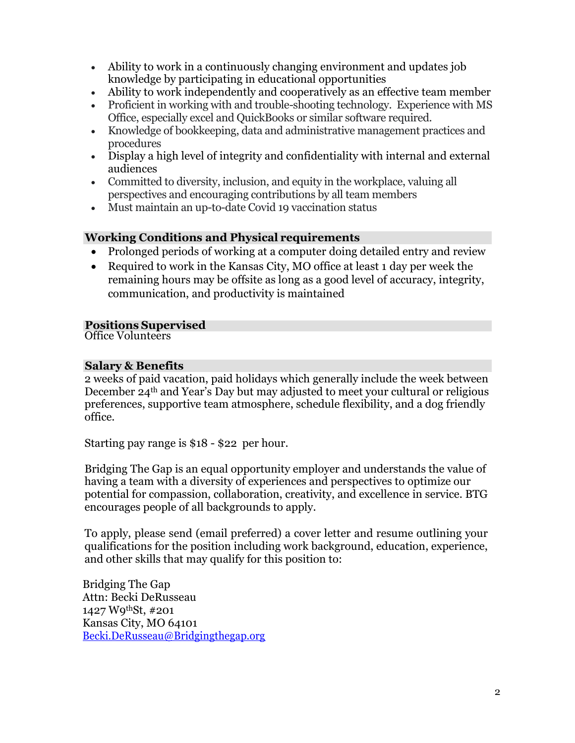- Ability to work in a continuously changing environment and updates job knowledge by participating in educational opportunities
- Ability to work independently and cooperatively as an effective team member
- Proficient in working with and trouble-shooting technology. Experience with MS Office, especially excel and QuickBooks or similar software required.
- Knowledge of bookkeeping, data and administrative management practices and procedures
- Display a high level of integrity and confidentiality with internal and external audiences
- Committed to diversity, inclusion, and equity in the workplace, valuing all perspectives and encouraging contributions by all team members
- Must maintain an up-to-date Covid 19 vaccination status

## Working Conditions and Physical requirements

- Prolonged periods of working at a computer doing detailed entry and review
- Required to work in the Kansas City, MO office at least 1 day per week the remaining hours may be offsite as long as a good level of accuracy, integrity, communication, and productivity is maintained

## Positions Supervised

Office Volunteers

## Salary & Benefits

2 weeks of paid vacation, paid holidays which generally include the week between December 24th and Year's Day but may adjusted to meet your cultural or religious preferences, supportive team atmosphere, schedule flexibility, and a dog friendly office.

Starting pay range is $18 - $22 per hour.

Bridging The Gap is an equal opportunity employer and understands the value of having a team with a diversity of experiences and perspectives to optimize our potential for compassion, collaboration, creativity, and excellence in service. BTG encourages people of all backgrounds to apply.

To apply, please send (email preferred) a cover letter and resume outlining your qualifications for the position including work background, education, experience, and other skills that may qualify for this position to:

Bridging The Gap  
Attn: Becki DeRusseau  
1427 W9th St, #201  
Kansas City, MO 64101  
Becki.DeRusseau@Bridgingthegap.org